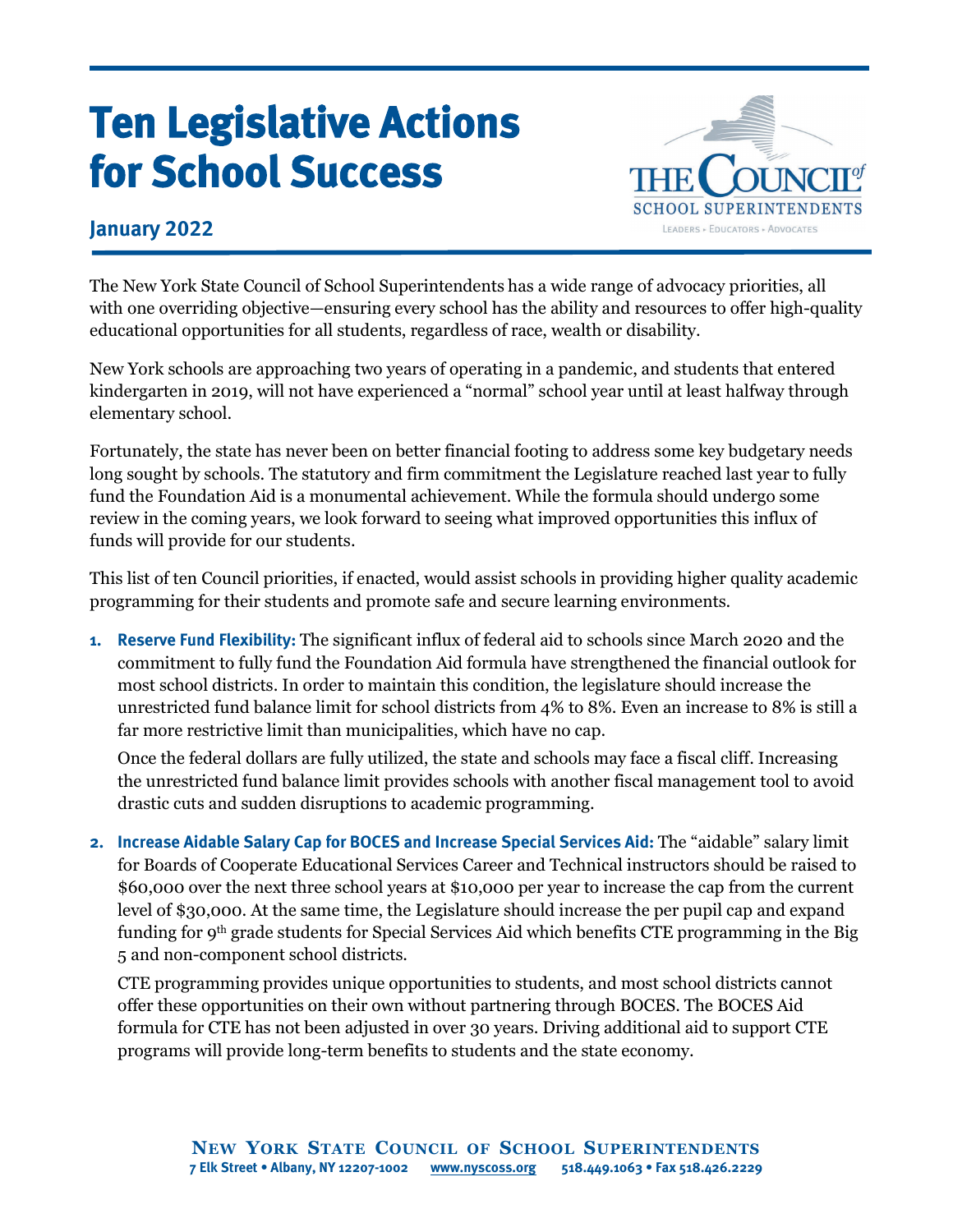# Ten Legislative Actions for School Success

**January 2022**

The New York State Council of School Superintendents has a wide range of advocacy priorities, all with one overriding objective—ensuring every school has the ability and resources to offer high-quality educational opportunities for all students, regardless of race, wealth or disability.

New York schools are approaching two years of operating in a pandemic, and students that entered kindergarten in 2019, will not have experienced a "normal" school year until at least halfway through elementary school.

Fortunately, the state has never been on better financial footing to address some key budgetary needs long sought by schools. The statutory and firm commitment the Legislature reached last year to fully fund the Foundation Aid is a monumental achievement. While the formula should undergo some review in the coming years, we look forward to seeing what improved opportunities this influx of funds will provide for our students.

This list of ten Council priorities, if enacted, would assist schools in providing higher quality academic programming for their students and promote safe and secure learning environments.

1. **Reserve Fund Flexibility:** The significant influx of federal aid to schools since March 2020 and the commitment to fully fund the Foundation Aid formula have strengthened the financial outlook for most school districts. In order to maintain this condition, the legislature should increase the unrestricted fund balance limit for school districts from 4% to 8%. Even an increase to 8% is still a far more restrictive limit than municipalities, which have no cap.

   Once the federal dollars are fully utilized, the state and schools may face a fiscal cliff. Increasing the unrestricted fund balance limit provides schools with another fiscal management tool to avoid drastic cuts and sudden disruptions to academic programming.

2. **Increase Aidable Salary Cap for BOCES and Increase Special Services Aid:** The "aidable" salary limit for Boards of Cooperate Educational Services Career and Technical instructors should be raised to $60,000 over the next three school years at $10,000 per year to increase the cap from the current level of $30,000. At the same time, the Legislature should increase the per pupil cap and expand funding for 9th grade students for Special Services Aid which benefits CTE programming in the Big 5 and non-component school districts.

   CTE programming provides unique opportunities to students, and most school districts cannot offer these opportunities on their own without partnering through BOCES. The BOCES Aid formula for CTE has not been adjusted in over 30 years. Driving additional aid to support CTE programs will provide long-term benefits to students and the state economy.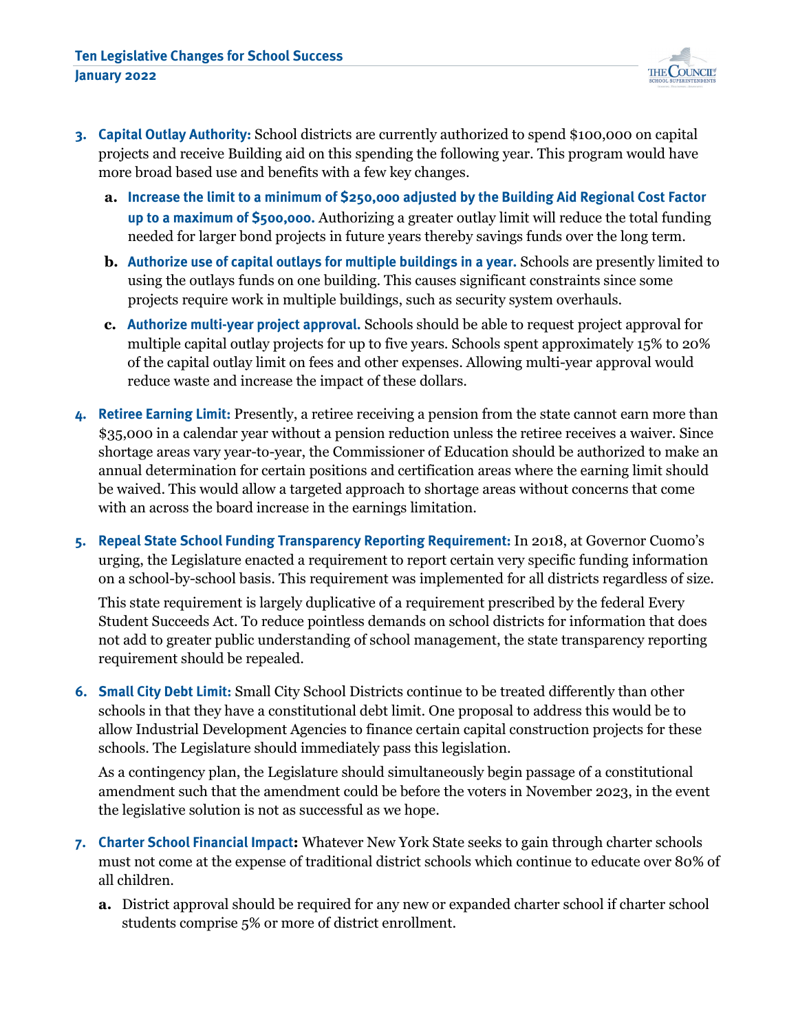3. **Capital Outlay Authority:** School districts are currently authorized to spend $100,000 on capital projects and receive Building aid on this spending the following year. This program would have more broad based use and benefits with a few key changes.

   a. **Increase the limit to a minimum of $250,000 adjusted by the Building Aid Regional Cost Factor up to a maximum of $500,000.** Authorizing a greater outlay limit will reduce the total funding needed for larger bond projects in future years thereby savings funds over the long term.

   b. **Authorize use of capital outlays for multiple buildings in a year.** Schools are presently limited to using the outlays funds on one building. This causes significant constraints since some projects require work in multiple buildings, such as security system overhauls.

   c. **Authorize multi-year project approval.** Schools should be able to request project approval for multiple capital outlay projects for up to five years. Schools spent approximately 15% to 20% of the capital outlay limit on fees and other expenses. Allowing multi-year approval would reduce waste and increase the impact of these dollars.

4. **Retiree Earning Limit:** Presently, a retiree receiving a pension from the state cannot earn more than $35,000 in a calendar year without a pension reduction unless the retiree receives a waiver. Since shortage areas vary year-to-year, the Commissioner of Education should be authorized to make an annual determination for certain positions and certification areas where the earning limit should be waived. This would allow a targeted approach to shortage areas without concerns that come with an across the board increase in the earnings limitation.

5. **Repeal State School Funding Transparency Reporting Requirement:** In 2018, at Governor Cuomo's urging, the Legislature enacted a requirement to report certain very specific funding information on a school-by-school basis. This requirement was implemented for all districts regardless of size.

   This state requirement is largely duplicative of a requirement prescribed by the federal Every Student Succeeds Act. To reduce pointless demands on school districts for information that does not add to greater public understanding of school management, the state transparency reporting requirement should be repealed.

6. **Small City Debt Limit:** Small City School Districts continue to be treated differently than other schools in that they have a constitutional debt limit. One proposal to address this would be to allow Industrial Development Agencies to finance certain capital construction projects for these schools. The Legislature should immediately pass this legislation.

   As a contingency plan, the Legislature should simultaneously begin passage of a constitutional amendment such that the amendment could be before the voters in November 2023, in the event the legislative solution is not as successful as we hope.

7. **Charter School Financial Impact:** Whatever New York State seeks to gain through charter schools must not come at the expense of traditional district schools which continue to educate over 80% of all children.

   a. District approval should be required for any new or expanded charter school if charter school students comprise 5% or more of district enrollment.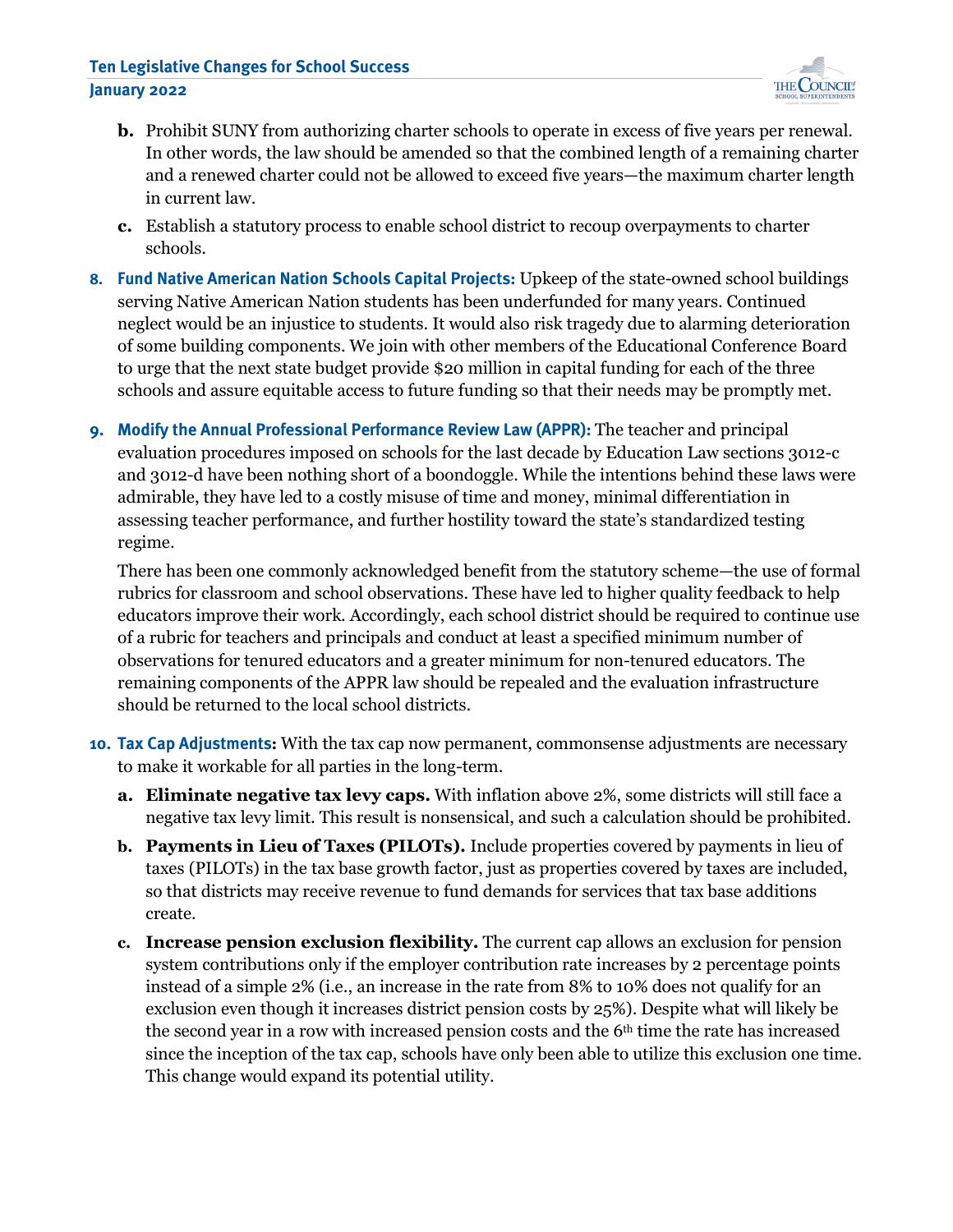b. Prohibit SUNY from authorizing charter schools to operate in excess of five years per renewal. In other words, the law should be amended so that the combined length of a remaining charter and a renewed charter could not be allowed to exceed five years—the maximum charter length in current law.

c. Establish a statutory process to enable school district to recoup overpayments to charter schools.

8. **Fund Native American Nation Schools Capital Projects:** Upkeep of the state-owned school buildings serving Native American Nation students has been underfunded for many years. Continued neglect would be an injustice to students. It would also risk tragedy due to alarming deterioration of some building components. We join with other members of the Educational Conference Board to urge that the next state budget provide $20 million in capital funding for each of the three schools and assure equitable access to future funding so that their needs may be promptly met.

9. **Modify the Annual Professional Performance Review Law (APPR):** The teacher and principal evaluation procedures imposed on schools for the last decade by Education Law sections 3012-c and 3012-d have been nothing short of a boondoggle. While the intentions behind these laws were admirable, they have led to a costly misuse of time and money, minimal differentiation in assessing teacher performance, and further hostility toward the state's standardized testing regime.

   There has been one commonly acknowledged benefit from the statutory scheme—the use of formal rubrics for classroom and school observations. These have led to higher quality feedback to help educators improve their work. Accordingly, each school district should be required to continue use of a rubric for teachers and principals and conduct at least a specified minimum number of observations for tenured educators and a greater minimum for non-tenured educators. The remaining components of the APPR law should be repealed and the evaluation infrastructure should be returned to the local school districts.

10. **Tax Cap Adjustments:** With the tax cap now permanent, commonsense adjustments are necessary to make it workable for all parties in the long-term.

    a. **Eliminate negative tax levy caps.** With inflation above 2%, some districts will still face a negative tax levy limit. This result is nonsensical, and such a calculation should be prohibited.

    b. **Payments in Lieu of Taxes (PILOTs).** Include properties covered by payments in lieu of taxes (PILOTs) in the tax base growth factor, just as properties covered by taxes are included, so that districts may receive revenue to fund demands for services that tax base additions create.

    c. **Increase pension exclusion flexibility.** The current cap allows an exclusion for pension system contributions only if the employer contribution rate increases by 2 percentage points instead of a simple 2% (i.e., an increase in the rate from 8% to 10% does not qualify for an exclusion even though it increases district pension costs by 25%). Despite what will likely be the second year in a row with increased pension costs and the 6th time the rate has increased since the inception of the tax cap, schools have only been able to utilize this exclusion one time. This change would expand its potential utility.